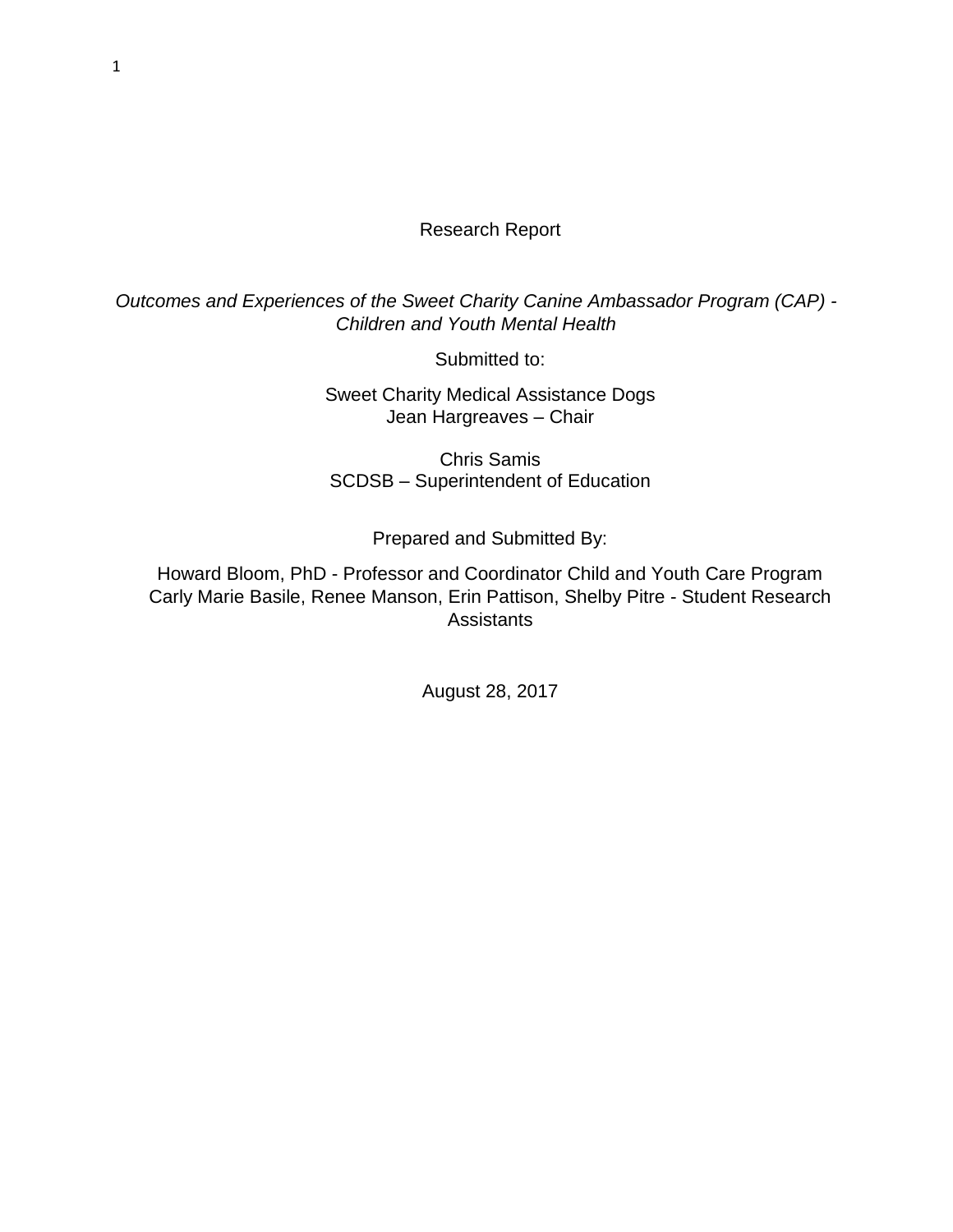Research Report

*Outcomes and Experiences of the Sweet Charity Canine Ambassador Program (CAP) - Children and Youth Mental Health*

Submitted to:

Sweet Charity Medical Assistance Dogs
Jean Hargreaves – Chair

Chris Samis
SCDSB – Superintendent of Education

Prepared and Submitted By:

Howard Bloom, PhD - Professor and Coordinator Child and Youth Care Program
Carly Marie Basile, Renee Manson, Erin Pattison, Shelby Pitre - Student Research Assistants

August 28, 2017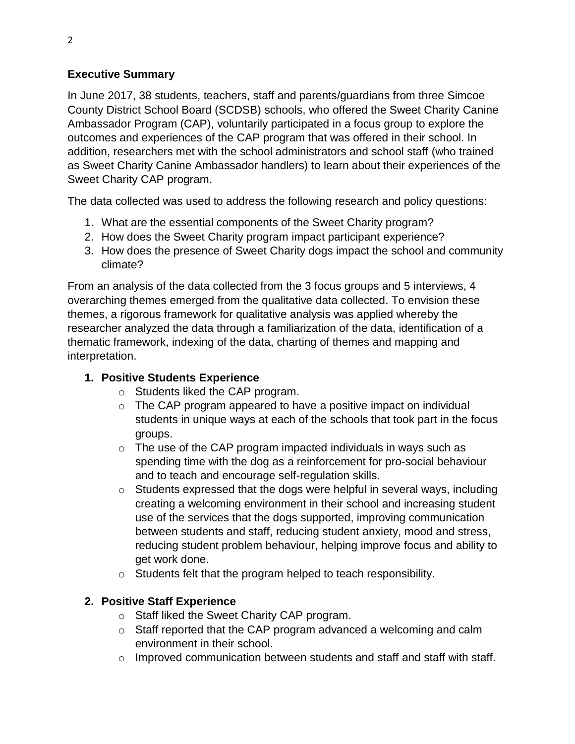## Executive Summary

In June 2017, 38 students, teachers, staff and parents/guardians from three Simcoe County District School Board (SCDSB) schools, who offered the Sweet Charity Canine Ambassador Program (CAP), voluntarily participated in a focus group to explore the outcomes and experiences of the CAP program that was offered in their school. In addition, researchers met with the school administrators and school staff (who trained as Sweet Charity Canine Ambassador handlers) to learn about their experiences of the Sweet Charity CAP program.

The data collected was used to address the following research and policy questions:

1. What are the essential components of the Sweet Charity program?
2. How does the Sweet Charity program impact participant experience?
3. How does the presence of Sweet Charity dogs impact the school and community climate?

From an analysis of the data collected from the 3 focus groups and 5 interviews, 4 overarching themes emerged from the qualitative data collected. To envision these themes, a rigorous framework for qualitative analysis was applied whereby the researcher analyzed the data through a familiarization of the data, identification of a thematic framework, indexing of the data, charting of themes and mapping and interpretation.

1. **Positive Students Experience**
   - Students liked the CAP program.
   - The CAP program appeared to have a positive impact on individual students in unique ways at each of the schools that took part in the focus groups.
   - The use of the CAP program impacted individuals in ways such as spending time with the dog as a reinforcement for pro-social behaviour and to teach and encourage self-regulation skills.
   - Students expressed that the dogs were helpful in several ways, including creating a welcoming environment in their school and increasing student use of the services that the dogs supported, improving communication between students and staff, reducing student anxiety, mood and stress, reducing student problem behaviour, helping improve focus and ability to get work done.
   - Students felt that the program helped to teach responsibility.

2. **Positive Staff Experience**
   - Staff liked the Sweet Charity CAP program.
   - Staff reported that the CAP program advanced a welcoming and calm environment in their school.
   - Improved communication between students and staff and staff with staff.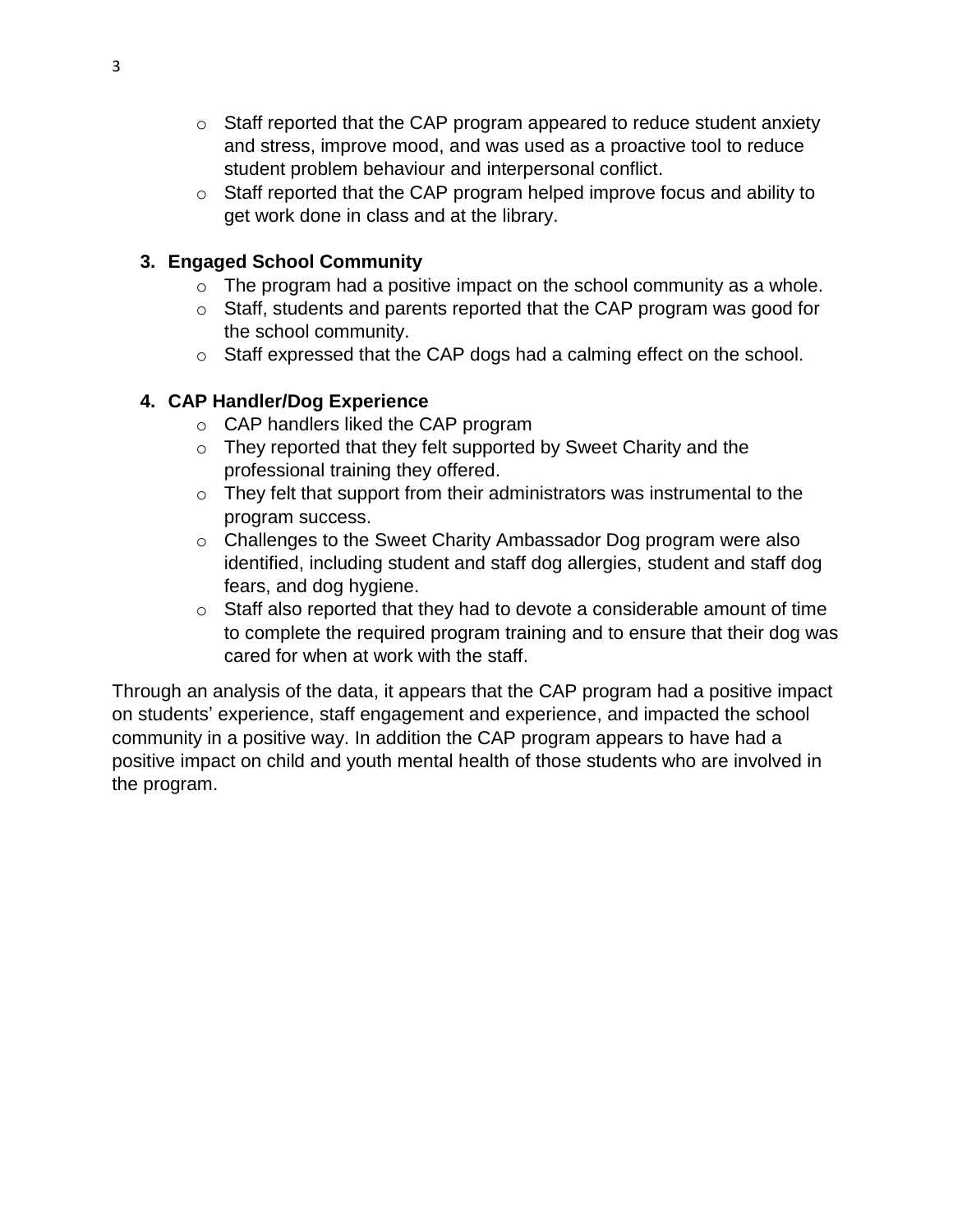- Staff reported that the CAP program appeared to reduce student anxiety and stress, improve mood, and was used as a proactive tool to reduce student problem behaviour and interpersonal conflict.
- Staff reported that the CAP program helped improve focus and ability to get work done in class and at the library.

3. **Engaged School Community**
    - The program had a positive impact on the school community as a whole.
    - Staff, students and parents reported that the CAP program was good for the school community.
    - Staff expressed that the CAP dogs had a calming effect on the school.

4. **CAP Handler/Dog Experience**
    - CAP handlers liked the CAP program
    - They reported that they felt supported by Sweet Charity and the professional training they offered.
    - They felt that support from their administrators was instrumental to the program success.
    - Challenges to the Sweet Charity Ambassador Dog program were also identified, including student and staff dog allergies, student and staff dog fears, and dog hygiene.
    - Staff also reported that they had to devote a considerable amount of time to complete the required program training and to ensure that their dog was cared for when at work with the staff.

Through an analysis of the data, it appears that the CAP program had a positive impact on students' experience, staff engagement and experience, and impacted the school community in a positive way. In addition the CAP program appears to have had a positive impact on child and youth mental health of those students who are involved in the program.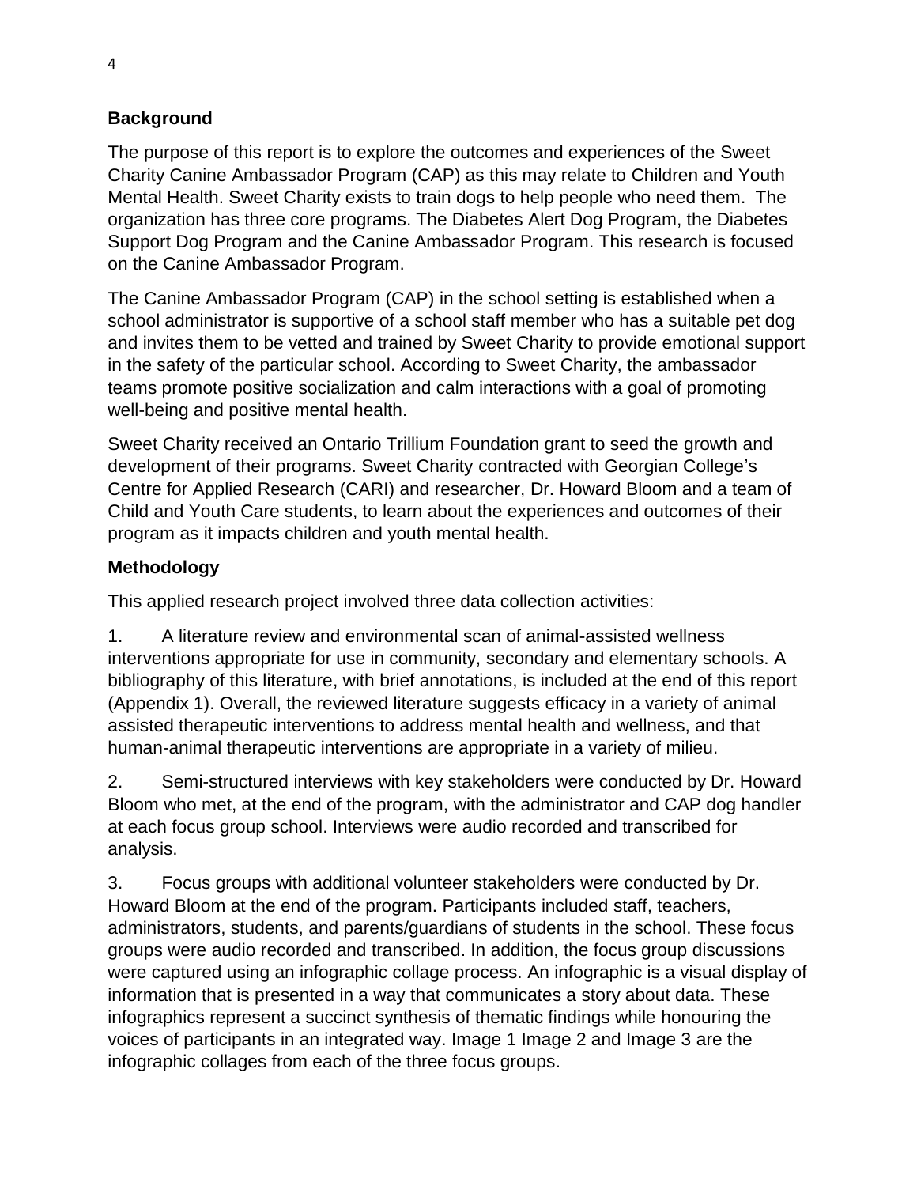## Background

The purpose of this report is to explore the outcomes and experiences of the Sweet Charity Canine Ambassador Program (CAP) as this may relate to Children and Youth Mental Health. Sweet Charity exists to train dogs to help people who need them. The organization has three core programs. The Diabetes Alert Dog Program, the Diabetes Support Dog Program and the Canine Ambassador Program. This research is focused on the Canine Ambassador Program.

The Canine Ambassador Program (CAP) in the school setting is established when a school administrator is supportive of a school staff member who has a suitable pet dog and invites them to be vetted and trained by Sweet Charity to provide emotional support in the safety of the particular school. According to Sweet Charity, the ambassador teams promote positive socialization and calm interactions with a goal of promoting well-being and positive mental health.

Sweet Charity received an Ontario Trillium Foundation grant to seed the growth and development of their programs. Sweet Charity contracted with Georgian College's Centre for Applied Research (CARI) and researcher, Dr. Howard Bloom and a team of Child and Youth Care students, to learn about the experiences and outcomes of their program as it impacts children and youth mental health.

## Methodology

This applied research project involved three data collection activities:

1. A literature review and environmental scan of animal-assisted wellness interventions appropriate for use in community, secondary and elementary schools. A bibliography of this literature, with brief annotations, is included at the end of this report (Appendix 1). Overall, the reviewed literature suggests efficacy in a variety of animal assisted therapeutic interventions to address mental health and wellness, and that human-animal therapeutic interventions are appropriate in a variety of milieu.

2. Semi-structured interviews with key stakeholders were conducted by Dr. Howard Bloom who met, at the end of the program, with the administrator and CAP dog handler at each focus group school. Interviews were audio recorded and transcribed for analysis.

3. Focus groups with additional volunteer stakeholders were conducted by Dr. Howard Bloom at the end of the program. Participants included staff, teachers, administrators, students, and parents/guardians of students in the school. These focus groups were audio recorded and transcribed. In addition, the focus group discussions were captured using an infographic collage process. An infographic is a visual display of information that is presented in a way that communicates a story about data. These infographics represent a succinct synthesis of thematic findings while honouring the voices of participants in an integrated way. Image 1 Image 2 and Image 3 are the infographic collages from each of the three focus groups.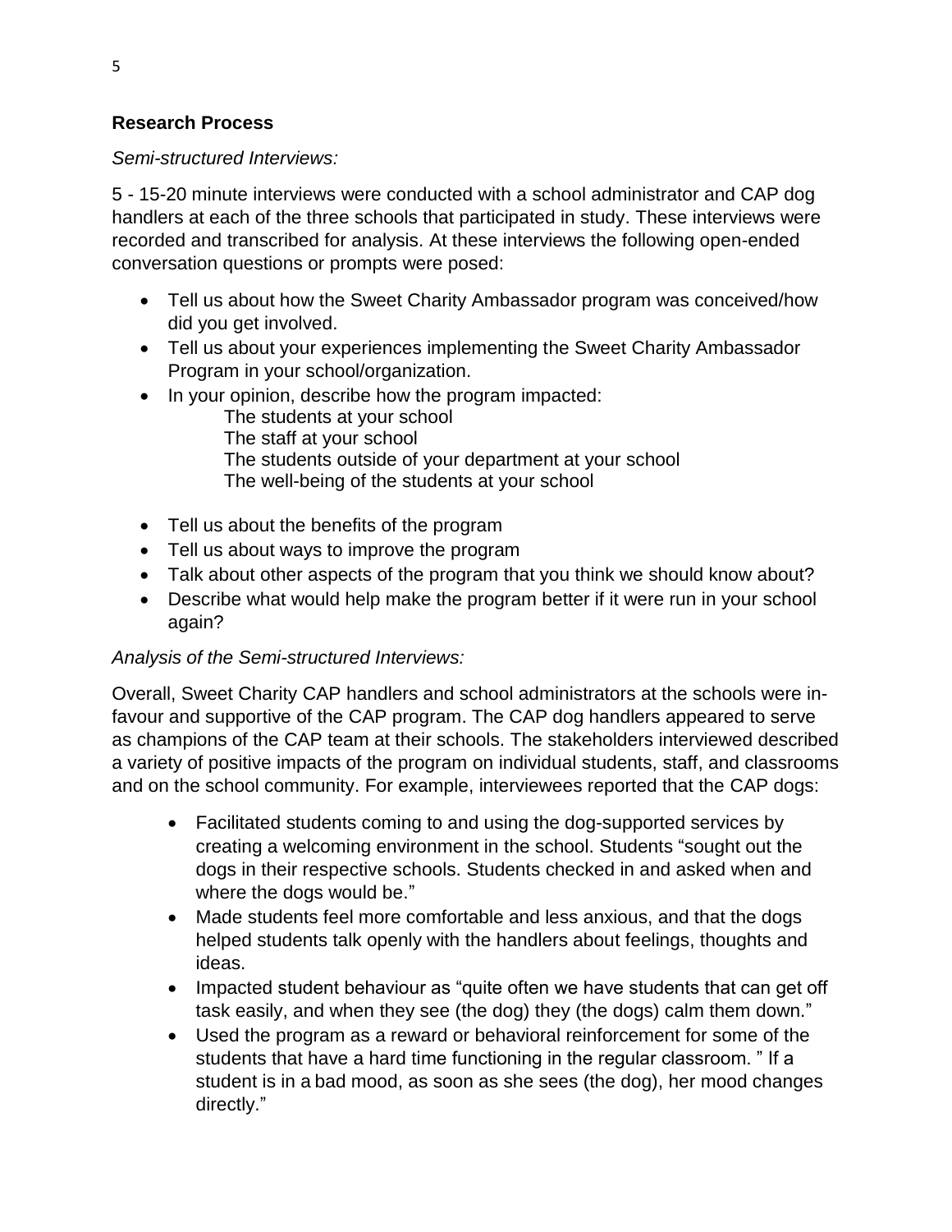**Research Process**

*Semi-structured Interviews:*

5 - 15-20 minute interviews were conducted with a school administrator and CAP dog handlers at each of the three schools that participated in study. These interviews were recorded and transcribed for analysis. At these interviews the following open-ended conversation questions or prompts were posed:

- Tell us about how the Sweet Charity Ambassador program was conceived/how did you get involved.
- Tell us about your experiences implementing the Sweet Charity Ambassador Program in your school/organization.
- In your opinion, describe how the program impacted:
  - The students at your school
  - The staff at your school
  - The students outside of your department at your school
  - The well-being of the students at your school
- Tell us about the benefits of the program
- Tell us about ways to improve the program
- Talk about other aspects of the program that you think we should know about?
- Describe what would help make the program better if it were run in your school again?

*Analysis of the Semi-structured Interviews:*

Overall, Sweet Charity CAP handlers and school administrators at the schools were in-favour and supportive of the CAP program. The CAP dog handlers appeared to serve as champions of the CAP team at their schools. The stakeholders interviewed described a variety of positive impacts of the program on individual students, staff, and classrooms and on the school community. For example, interviewees reported that the CAP dogs:

- Facilitated students coming to and using the dog-supported services by creating a welcoming environment in the school. Students "sought out the dogs in their respective schools. Students checked in and asked when and where the dogs would be."
- Made students feel more comfortable and less anxious, and that the dogs helped students talk openly with the handlers about feelings, thoughts and ideas.
- Impacted student behaviour as "quite often we have students that can get off task easily, and when they see (the dog) they (the dogs) calm them down."
- Used the program as a reward or behavioral reinforcement for some of the students that have a hard time functioning in the regular classroom. " If a student is in a bad mood, as soon as she sees (the dog), her mood changes directly."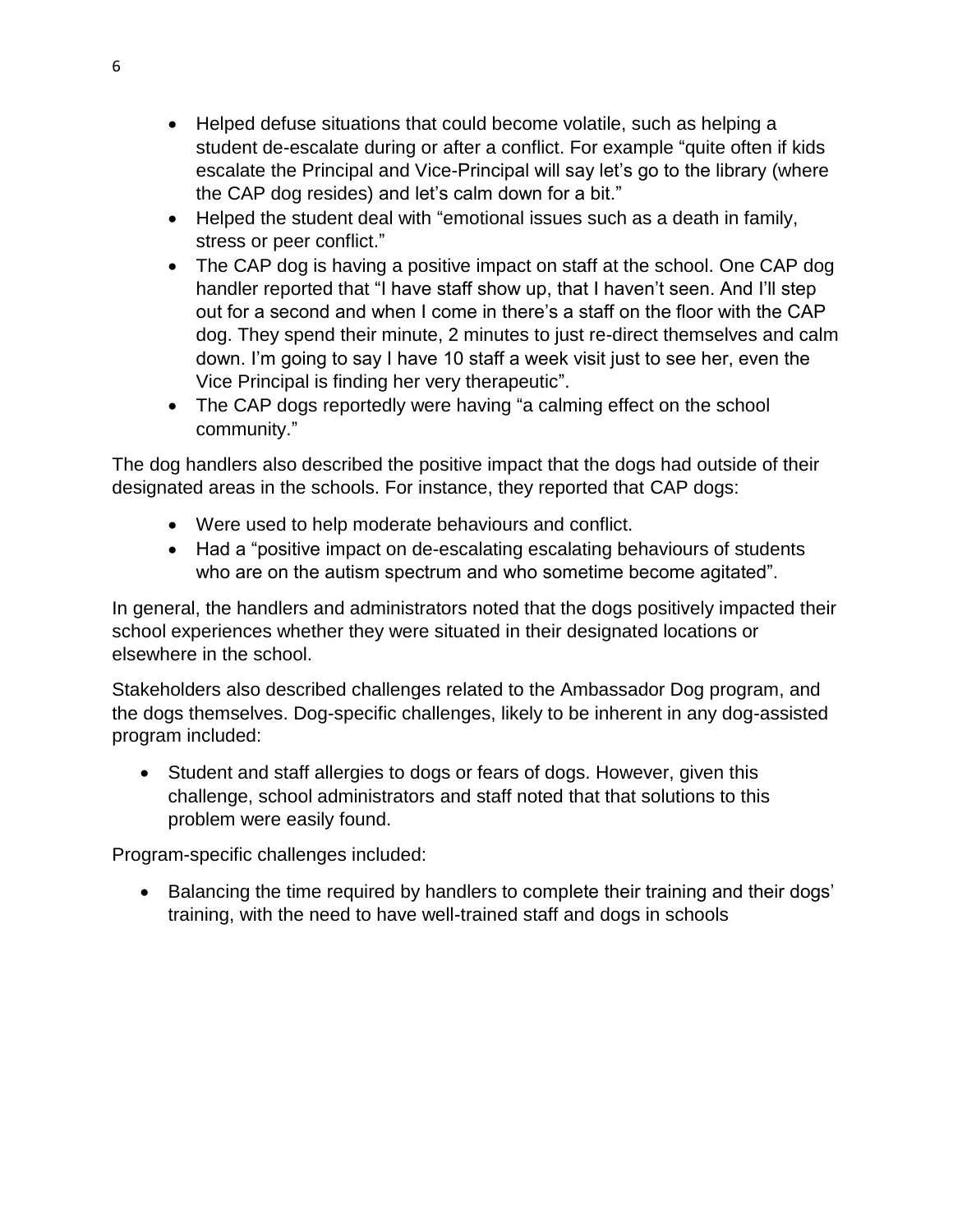- Helped defuse situations that could become volatile, such as helping a student de-escalate during or after a conflict. For example "quite often if kids escalate the Principal and Vice-Principal will say let's go to the library (where the CAP dog resides) and let's calm down for a bit."
- Helped the student deal with "emotional issues such as a death in family, stress or peer conflict."
- The CAP dog is having a positive impact on staff at the school. One CAP dog handler reported that "I have staff show up, that I haven't seen. And I'll step out for a second and when I come in there's a staff on the floor with the CAP dog. They spend their minute, 2 minutes to just re-direct themselves and calm down. I'm going to say I have 10 staff a week visit just to see her, even the Vice Principal is finding her very therapeutic".
- The CAP dogs reportedly were having "a calming effect on the school community."

The dog handlers also described the positive impact that the dogs had outside of their designated areas in the schools. For instance, they reported that CAP dogs:

- Were used to help moderate behaviours and conflict.
- Had a "positive impact on de-escalating escalating behaviours of students who are on the autism spectrum and who sometime become agitated".

In general, the handlers and administrators noted that the dogs positively impacted their school experiences whether they were situated in their designated locations or elsewhere in the school.

Stakeholders also described challenges related to the Ambassador Dog program, and the dogs themselves. Dog-specific challenges, likely to be inherent in any dog-assisted program included:

- Student and staff allergies to dogs or fears of dogs. However, given this challenge, school administrators and staff noted that that solutions to this problem were easily found.

Program-specific challenges included:

- Balancing the time required by handlers to complete their training and their dogs' training, with the need to have well-trained staff and dogs in schools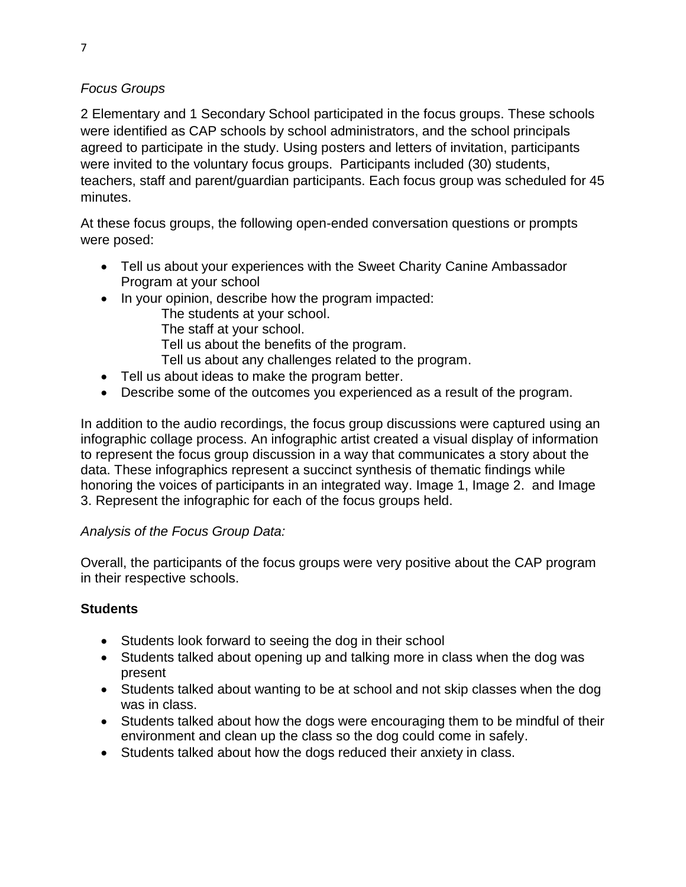*Focus Groups*

2 Elementary and 1 Secondary School participated in the focus groups. These schools were identified as CAP schools by school administrators, and the school principals agreed to participate in the study. Using posters and letters of invitation, participants were invited to the voluntary focus groups. Participants included (30) students, teachers, staff and parent/guardian participants. Each focus group was scheduled for 45 minutes.

At these focus groups, the following open-ended conversation questions or prompts were posed:

- Tell us about your experiences with the Sweet Charity Canine Ambassador Program at your school
- In your opinion, describe how the program impacted:
  - The students at your school.
  - The staff at your school.
  - Tell us about the benefits of the program.
  - Tell us about any challenges related to the program.
- Tell us about ideas to make the program better.
- Describe some of the outcomes you experienced as a result of the program.

In addition to the audio recordings, the focus group discussions were captured using an infographic collage process. An infographic artist created a visual display of information to represent the focus group discussion in a way that communicates a story about the data. These infographics represent a succinct synthesis of thematic findings while honoring the voices of participants in an integrated way. Image 1, Image 2. and Image 3. Represent the infographic for each of the focus groups held.

*Analysis of the Focus Group Data:*

Overall, the participants of the focus groups were very positive about the CAP program in their respective schools.

**Students**

- Students look forward to seeing the dog in their school
- Students talked about opening up and talking more in class when the dog was present
- Students talked about wanting to be at school and not skip classes when the dog was in class.
- Students talked about how the dogs were encouraging them to be mindful of their environment and clean up the class so the dog could come in safely.
- Students talked about how the dogs reduced their anxiety in class.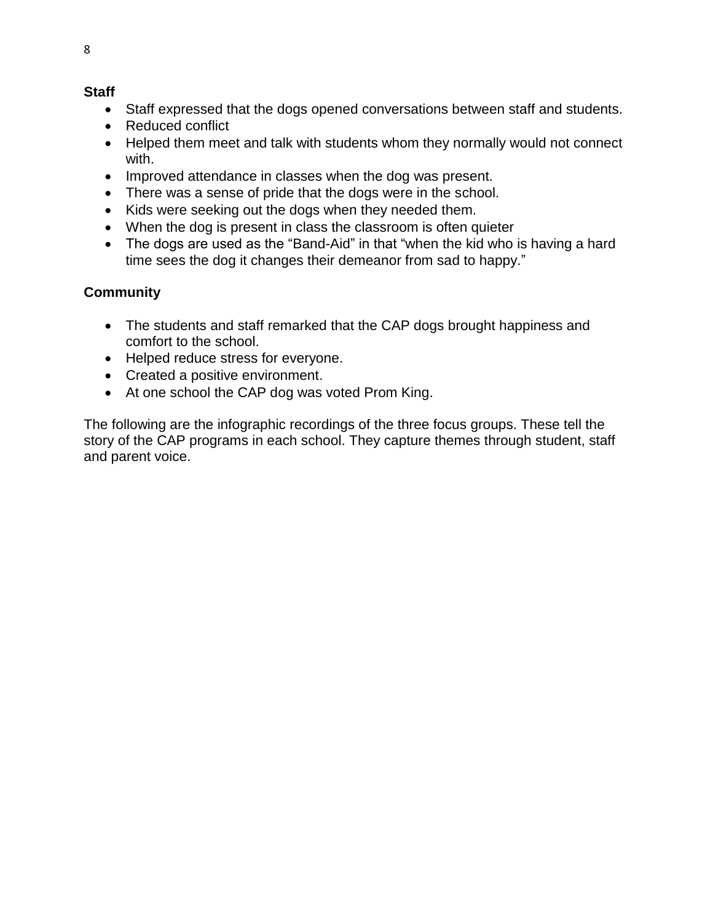**Staff**

- Staff expressed that the dogs opened conversations between staff and students.
- Reduced conflict
- Helped them meet and talk with students whom they normally would not connect with.
- Improved attendance in classes when the dog was present.
- There was a sense of pride that the dogs were in the school.
- Kids were seeking out the dogs when they needed them.
- When the dog is present in class the classroom is often quieter
- The dogs are used as the “Band-Aid” in that “when the kid who is having a hard time sees the dog it changes their demeanor from sad to happy.”

**Community**

- The students and staff remarked that the CAP dogs brought happiness and comfort to the school.
- Helped reduce stress for everyone.
- Created a positive environment.
- At one school the CAP dog was voted Prom King.

The following are the infographic recordings of the three focus groups. These tell the story of the CAP programs in each school. They capture themes through student, staff and parent voice.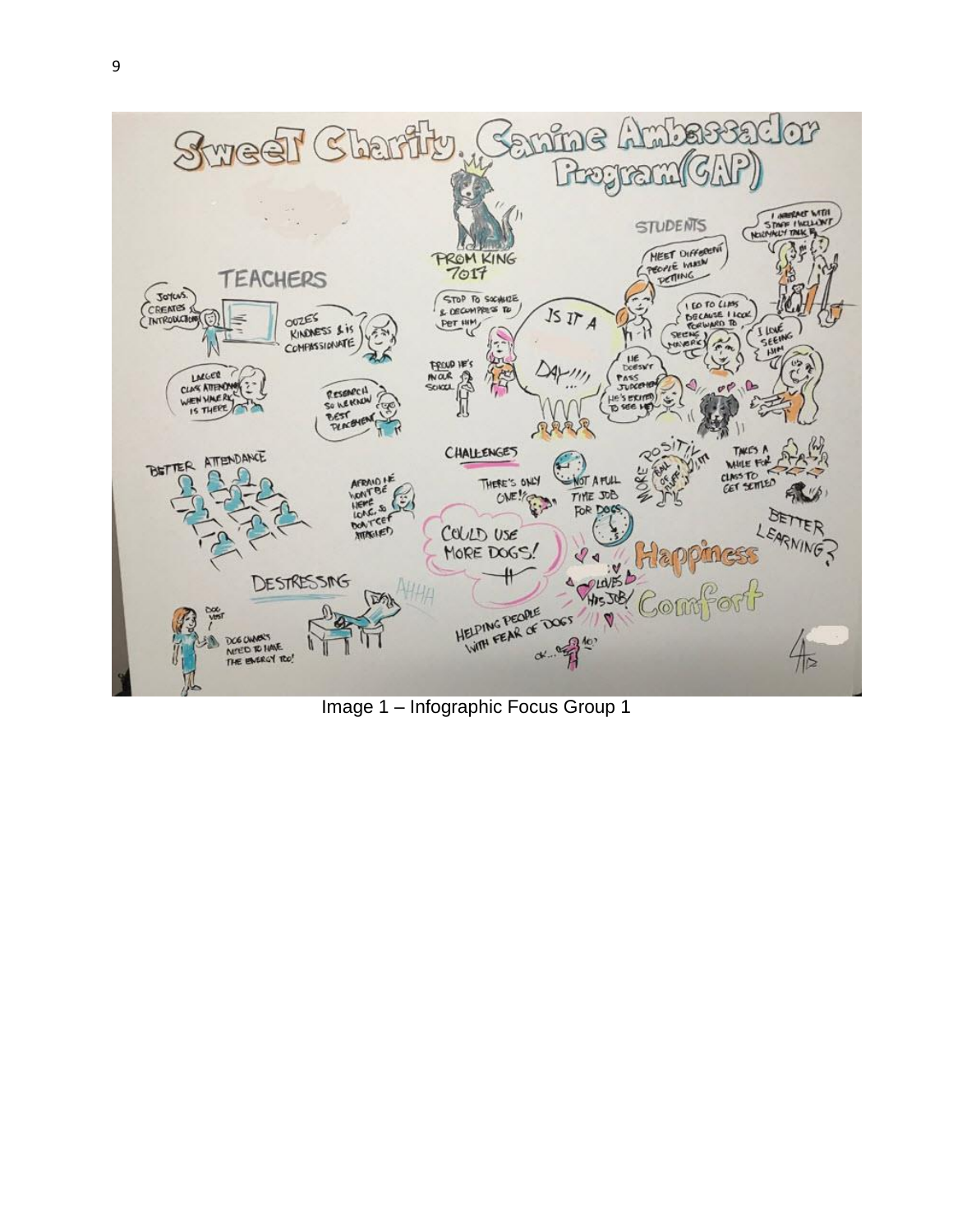Image 1 – Infographic Focus Group 1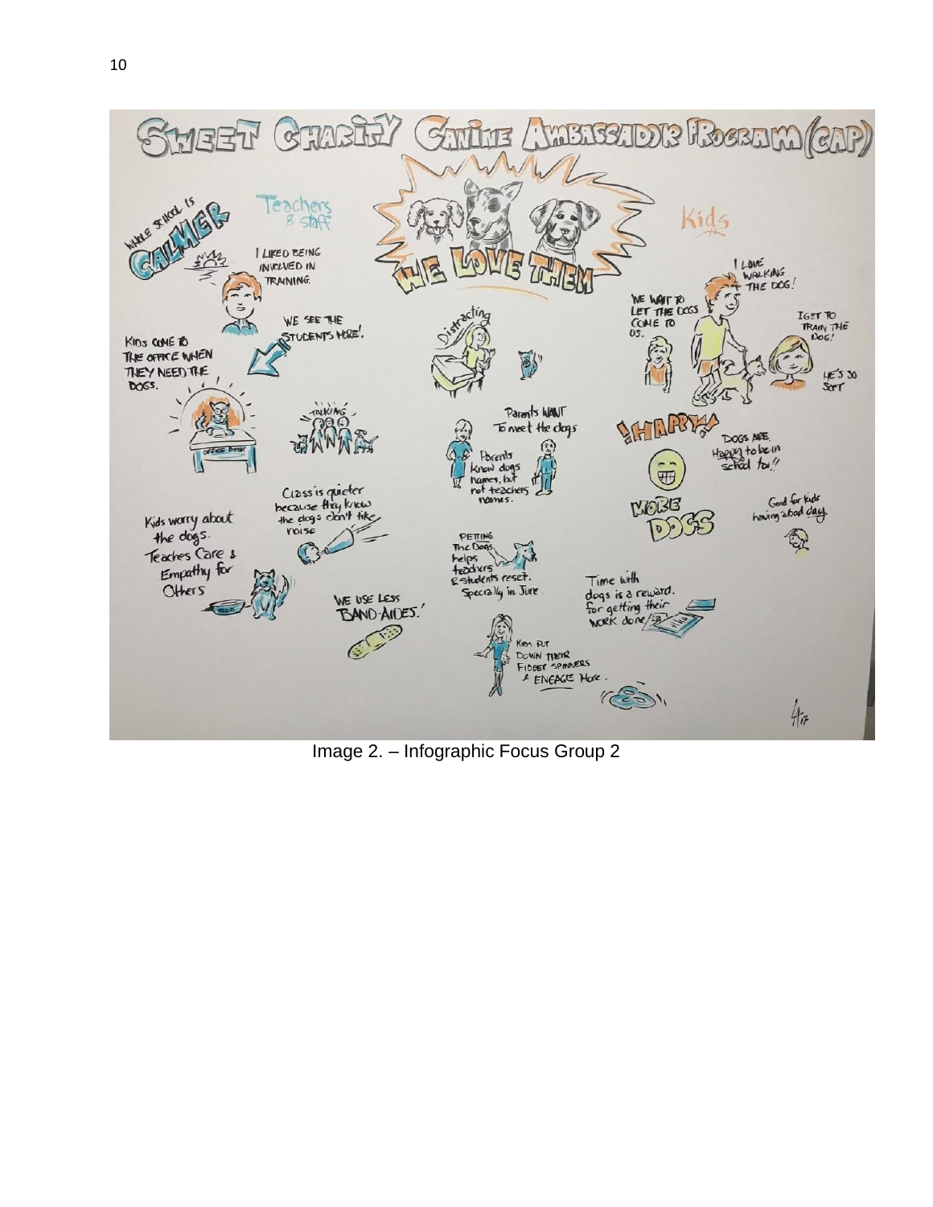Image 2. – Infographic Focus Group 2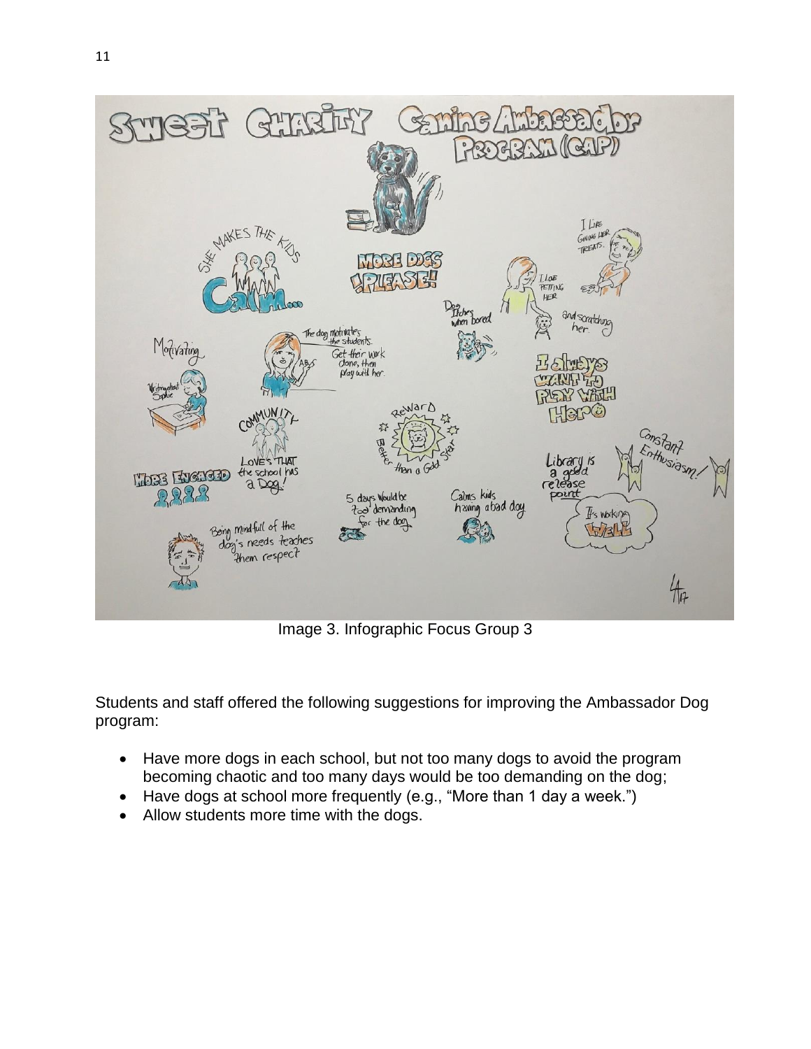Image 3. Infographic Focus Group 3

Students and staff offered the following suggestions for improving the Ambassador Dog program:

- Have more dogs in each school, but not too many dogs to avoid the program becoming chaotic and too many days would be too demanding on the dog;
- Have dogs at school more frequently (e.g., “More than 1 day a week.”)
- Allow students more time with the dogs.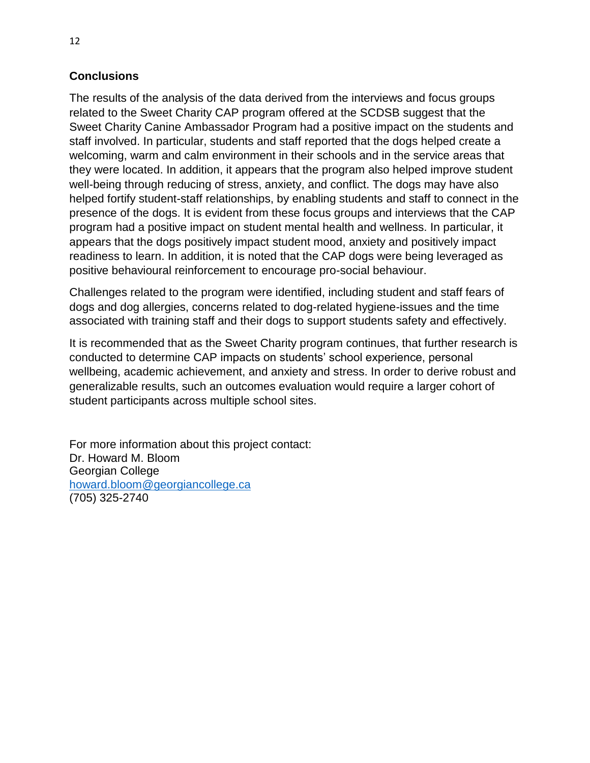## Conclusions

The results of the analysis of the data derived from the interviews and focus groups related to the Sweet Charity CAP program offered at the SCDSB suggest that the Sweet Charity Canine Ambassador Program had a positive impact on the students and staff involved. In particular, students and staff reported that the dogs helped create a welcoming, warm and calm environment in their schools and in the service areas that they were located. In addition, it appears that the program also helped improve student well-being through reducing of stress, anxiety, and conflict. The dogs may have also helped fortify student-staff relationships, by enabling students and staff to connect in the presence of the dogs. It is evident from these focus groups and interviews that the CAP program had a positive impact on student mental health and wellness. In particular, it appears that the dogs positively impact student mood, anxiety and positively impact readiness to learn. In addition, it is noted that the CAP dogs were being leveraged as positive behavioural reinforcement to encourage pro-social behaviour.

Challenges related to the program were identified, including student and staff fears of dogs and dog allergies, concerns related to dog-related hygiene-issues and the time associated with training staff and their dogs to support students safety and effectively.

It is recommended that as the Sweet Charity program continues, that further research is conducted to determine CAP impacts on students' school experience, personal wellbeing, academic achievement, and anxiety and stress. In order to derive robust and generalizable results, such an outcomes evaluation would require a larger cohort of student participants across multiple school sites.

For more information about this project contact:
Dr. Howard M. Bloom
Georgian College
howard.bloom@georgiancollege.ca
(705) 325-2740